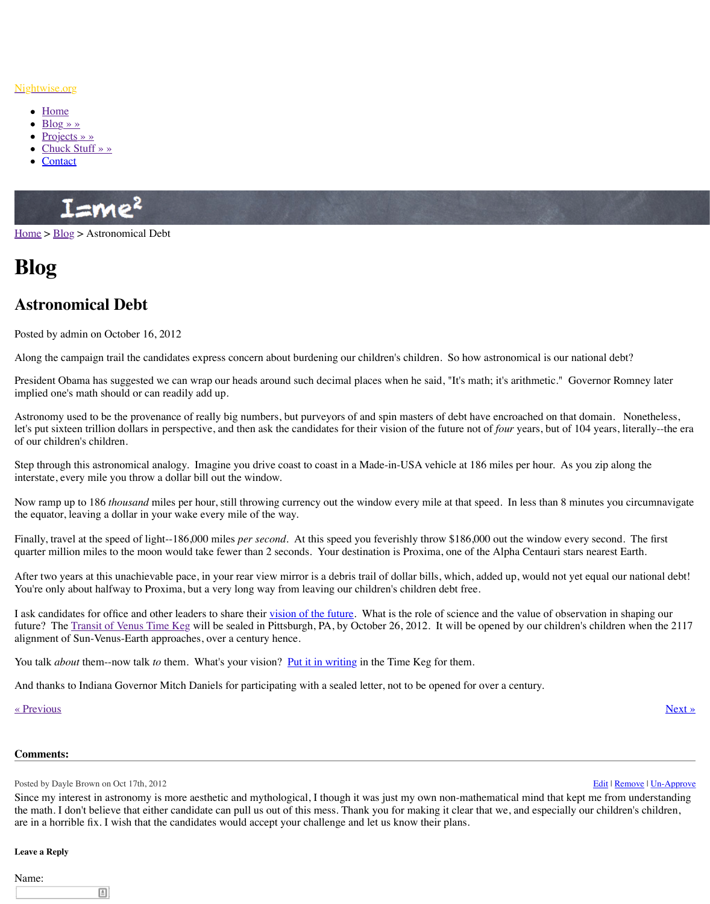Nightwise.org

- Home
- Blog » »
- Projects » »
- Chuck Stuff » »
- Contact

Home > Blog > Astronomical Debt

# Blog

## Astronomical Debt

Posted by admin on October 16, 2012

Along the campaign trail the candidates express concern about burdening our children's children. So how astronomical is our national debt?

President Obama has suggested we can wrap our heads around such decimal places when he said, "It's math; it's arithmetic." Governor Romney later implied one's math should or can readily add up.

Astronomy used to be the provenance of really big numbers, but purveyors of and spin masters of debt have encroached on that domain. Nonetheless, let's put sixteen trillion dollars in perspective, and then ask the candidates for their vision of the future not of *four* years, but of 104 years, literally--the era of our children's children.

Step through this astronomical analogy. Imagine you drive coast to coast in a Made-in-USA vehicle at 186 miles per hour. As you zip along the interstate, every mile you throw a dollar bill out the window.

Now ramp up to 186 *thousand* miles per hour, still throwing currency out the window every mile at that speed. In less than 8 minutes you circumnavigate the equator, leaving a dollar in your wake every mile of the way.

Finally, travel at the speed of light--186,000 miles *per second*. At this speed you feverishly throw $186,000 out the window every second. The first quarter million miles to the moon would take fewer than 2 seconds. Your destination is Proxima, one of the Alpha Centauri stars nearest Earth.

After two years at this unachievable pace, in your rear view mirror is a debris trail of dollar bills, which, added up, would not yet equal our national debt! You're only about halfway to Proxima, but a very long way from leaving our children's children debt free.

I ask candidates for office and other leaders to share their vision of the future. What is the role of science and the value of observation in shaping our future? The Transit of Venus Time Keg will be sealed in Pittsburgh, PA, by October 26, 2012. It will be opened by our children's children when the 2117 alignment of Sun-Venus-Earth approaches, over a century hence.

You talk *about* them--now talk *to* them. What's your vision? Put it in writing in the Time Keg for them.

And thanks to Indiana Governor Mitch Daniels for participating with a sealed letter, not to be opened for over a century.

« Previous | Next »

**Comments:**

Posted by Dayle Brown on Oct 17th, 2012 — Edit | Remove | Un-Approve

Since my interest in astronomy is more aesthetic and mythological, I though it was just my own non-mathematical mind that kept me from understanding the math. I don't believe that either candidate can pull us out of this mess. Thank you for making it clear that we, and especially our children's children, are in a horrible fix. I wish that the candidates would accept your challenge and let us know their plans.

**Leave a Reply**

Name: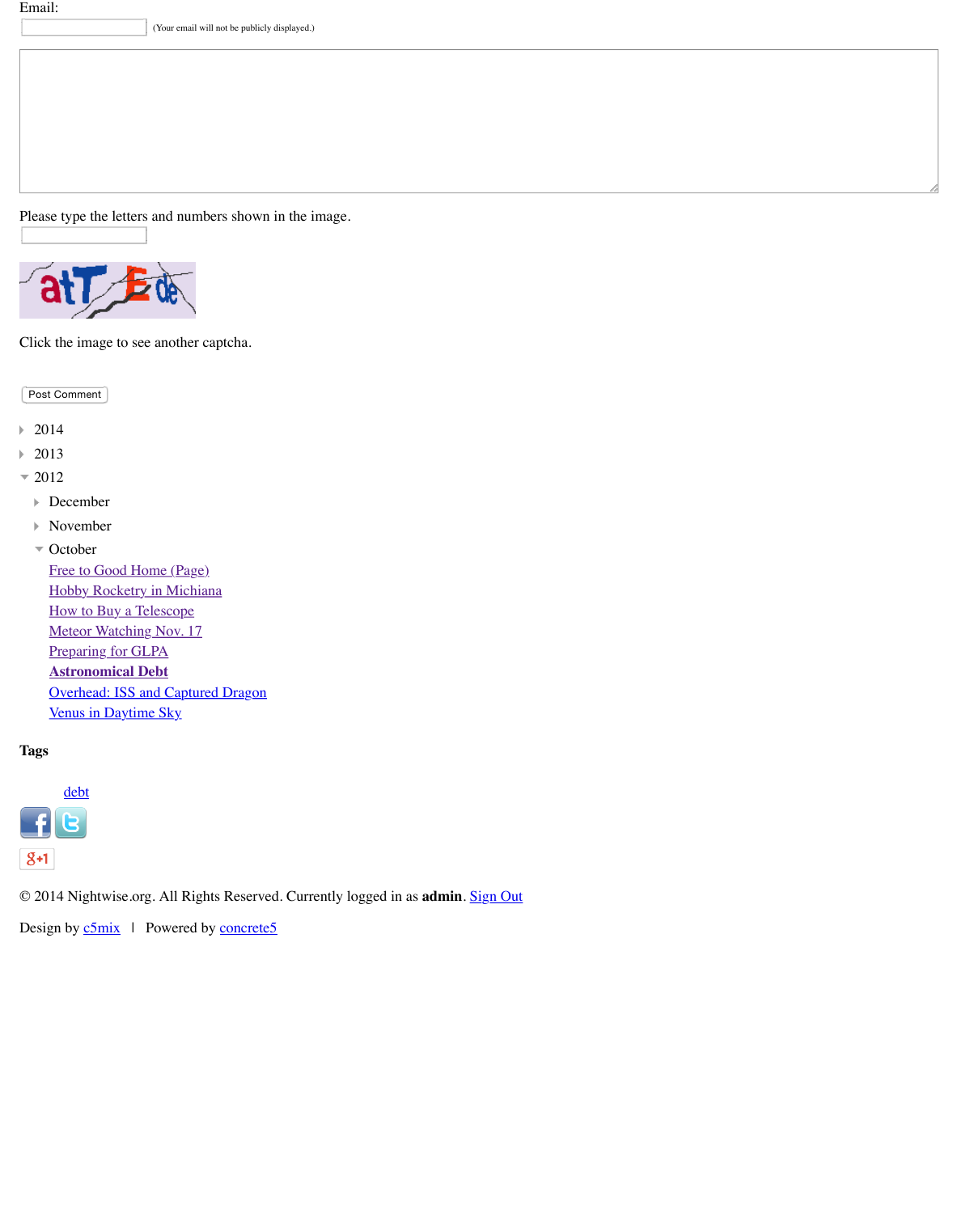Email:

(Your email will not be publicly displayed.)

Please type the letters and numbers shown in the image.

Click the image to see another captcha.

Post Comment

- 2014
- 2013
- 2012
  - December
  - November
  - October
    - Free to Good Home (Page)
    - Hobby Rocketry in Michiana
    - How to Buy a Telescope
    - Meteor Watching Nov. 17
    - Preparing for GLPA
    - **Astronomical Debt**
    - Overhead: ISS and Captured Dragon
    - Venus in Daytime Sky

**Tags**

debt

© 2014 Nightwise.org. All Rights Reserved. Currently logged in as **admin**. Sign Out

Design by c5mix | Powered by concrete5